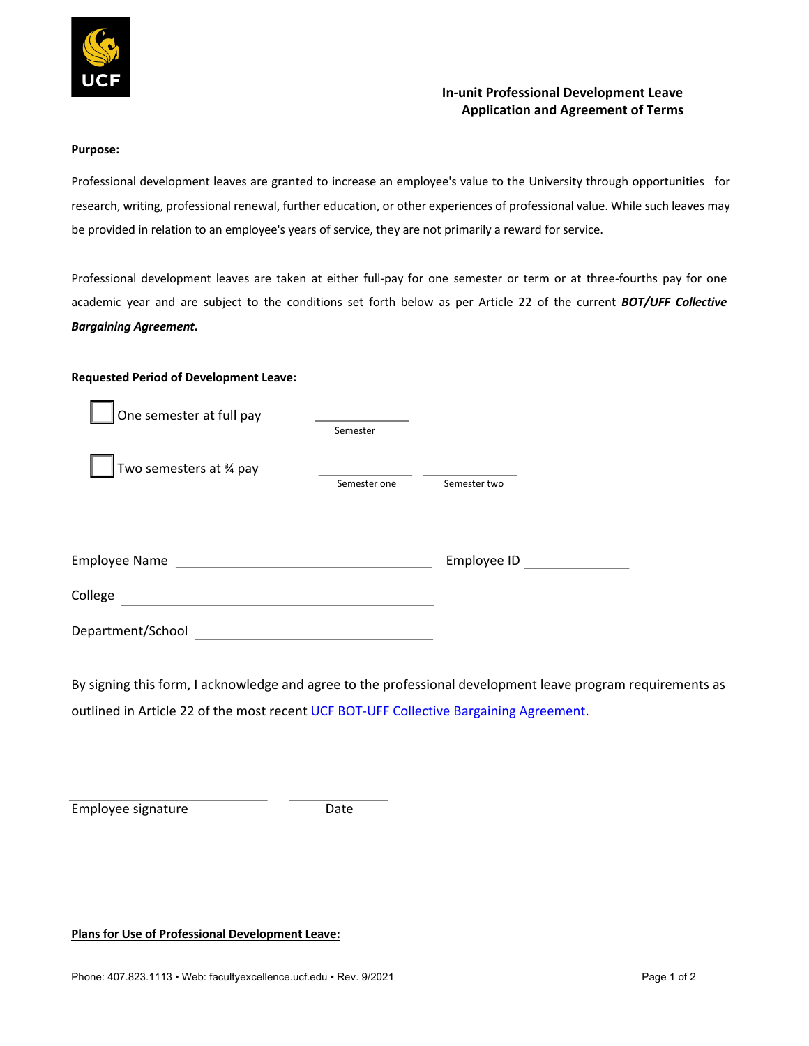# In-unit Professional Development Leave Application and Agreement of Terms

**Purpose:**

Professional development leaves are granted to increase an employee's value to the University through opportunities for research, writing, professional renewal, further education, or other experiences of professional value. While such leaves may be provided in relation to an employee's years of service, they are not primarily a reward for service.

Professional development leaves are taken at either full-pay for one semester or term or at three-fourths pay for one academic year and are subject to the conditions set forth below as per Article 22 of the current ***BOT/UFF Collective Bargaining Agreement***.

**Requested Period of Development Leave:**

☐ One semester at full pay ____________
Semester

☐ Two semesters at ¾ pay ____________ ____________
Semester one Semester two

Employee Name ______________________________ Employee ID ____________

College ______________________________

Department/School ______________________________

By signing this form, I acknowledge and agree to the professional development leave program requirements as outlined in Article 22 of the most recent UCF BOT-UFF Collective Bargaining Agreement.

______________________ ______________
Employee signature Date

**Plans for Use of Professional Development Leave:**

Phone: 407.823.1113 • Web: facultyexcellence.ucf.edu • Rev. 9/2021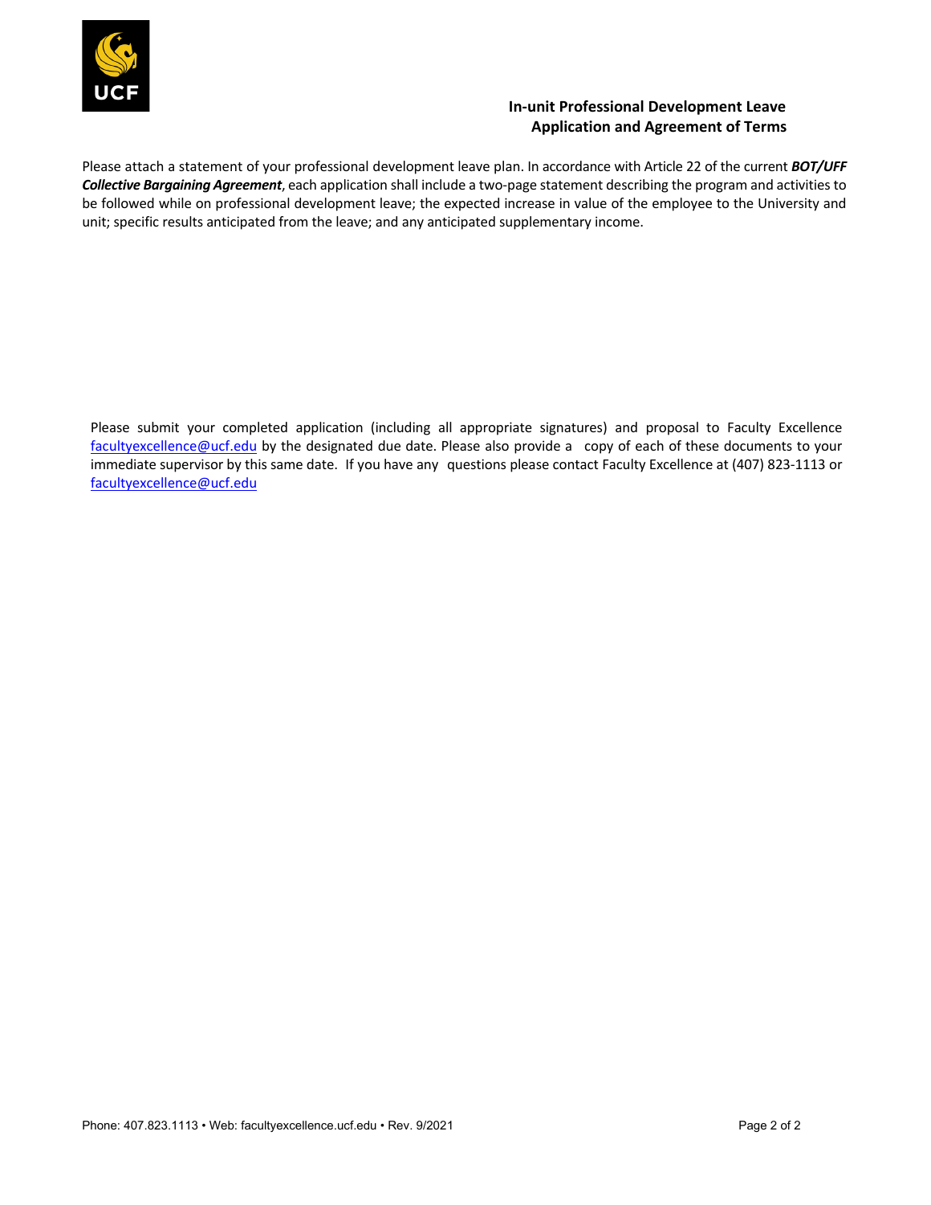**In-unit Professional Development Leave**
**Application and Agreement of Terms**

Please attach a statement of your professional development leave plan. In accordance with Article 22 of the current ***BOT/UFF Collective Bargaining Agreement***, each application shall include a two-page statement describing the program and activities to be followed while on professional development leave; the expected increase in value of the employee to the University and unit; specific results anticipated from the leave; and any anticipated supplementary income.

Please submit your completed application (including all appropriate signatures) and proposal to Faculty Excellence facultyexcellence@ucf.edu by the designated due date. Please also provide a copy of each of these documents to your immediate supervisor by this same date. If you have any questions please contact Faculty Excellence at (407) 823-1113 or facultyexcellence@ucf.edu

Phone: 407.823.1113 • Web: facultyexcellence.ucf.edu • Rev. 9/2021